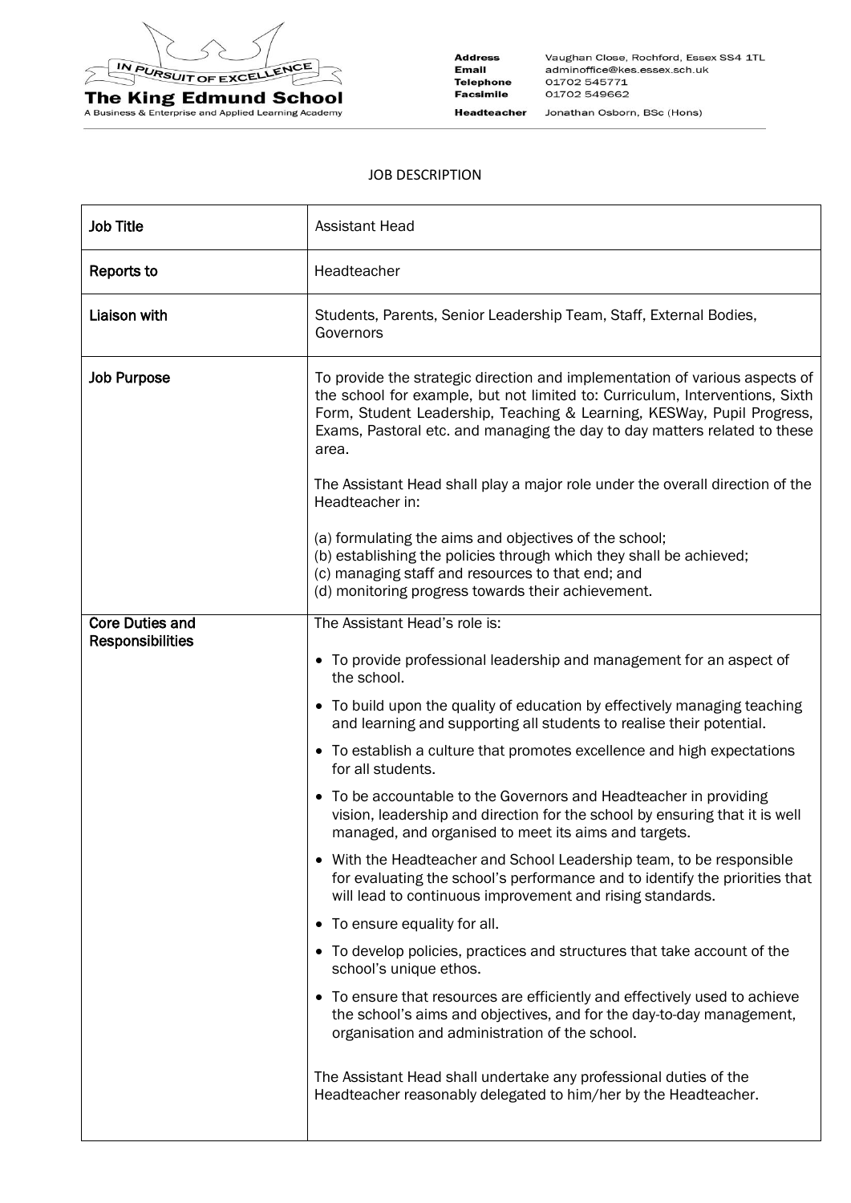The King Edmund School

A Business & Enterprise and Applied Learning Academy

IN PURSUIT OF EXCELLENCE

**Address** Vaughan Close, Rochford, Essex SS4 1TL
**Email** adminoffice@kes.essex.sch.uk
**Telephone** 01702 545771
**Facsimile** 01702 549662
**Headteacher** Jonathan Osborn, BSc (Hons)

# JOB DESCRIPTION

| **Job Title** | Assistant Head |
|---|---|
| **Reports to** | Headteacher |
| **Liaison with** | Students, Parents, Senior Leadership Team, Staff, External Bodies, Governors |
| **Job Purpose** | To provide the strategic direction and implementation of various aspects of the school for example, but not limited to: Curriculum, Interventions, Sixth Form, Student Leadership, Teaching & Learning, KESWay, Pupil Progress, Exams, Pastoral etc. and managing the day to day matters related to these area.<br><br>The Assistant Head shall play a major role under the overall direction of the Headteacher in:<br><br>(a) formulating the aims and objectives of the school;<br>(b) establishing the policies through which they shall be achieved;<br>(c) managing staff and resources to that end; and<br>(d) monitoring progress towards their achievement. |
| **Core Duties and Responsibilities** | The Assistant Head's role is:<br><br>• To provide professional leadership and management for an aspect of the school.<br>• To build upon the quality of education by effectively managing teaching and learning and supporting all students to realise their potential.<br>• To establish a culture that promotes excellence and high expectations for all students.<br>• To be accountable to the Governors and Headteacher in providing vision, leadership and direction for the school by ensuring that it is well managed, and organised to meet its aims and targets.<br>• With the Headteacher and School Leadership team, to be responsible for evaluating the school's performance and to identify the priorities that will lead to continuous improvement and rising standards.<br>• To ensure equality for all.<br>• To develop policies, practices and structures that take account of the school's unique ethos.<br>• To ensure that resources are efficiently and effectively used to achieve the school's aims and objectives, and for the day-to-day management, organisation and administration of the school.<br><br>The Assistant Head shall undertake any professional duties of the Headteacher reasonably delegated to him/her by the Headteacher. |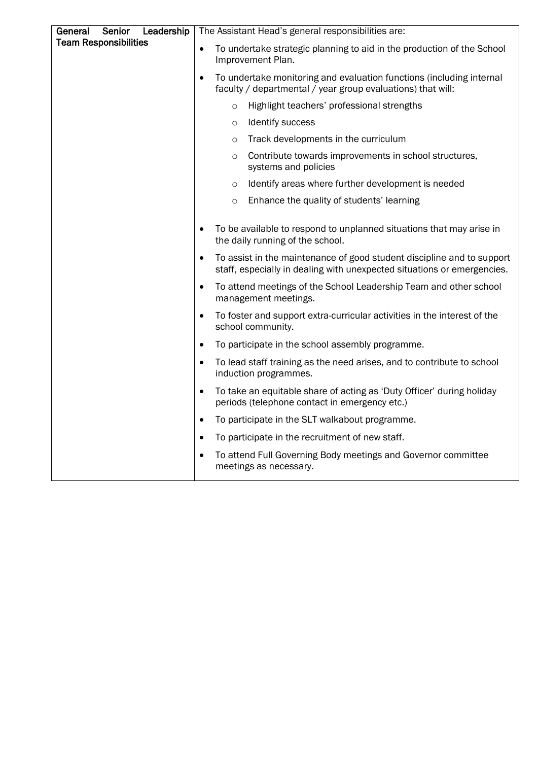| General Senior Leadership Team Responsibilities | The Assistant Head's general responsibilities are:<br><br>• To undertake strategic planning to aid in the production of the School Improvement Plan.<br><br>• To undertake monitoring and evaluation functions (including internal faculty / departmental / year group evaluations) that will:<br>  ○ Highlight teachers' professional strengths<br>  ○ Identify success<br>  ○ Track developments in the curriculum<br>  ○ Contribute towards improvements in school structures, systems and policies<br>  ○ Identify areas where further development is needed<br>  ○ Enhance the quality of students' learning<br><br>• To be available to respond to unplanned situations that may arise in the daily running of the school.<br><br>• To assist in the maintenance of good student discipline and to support staff, especially in dealing with unexpected situations or emergencies.<br><br>• To attend meetings of the School Leadership Team and other school management meetings.<br><br>• To foster and support extra-curricular activities in the interest of the school community.<br><br>• To participate in the school assembly programme.<br><br>• To lead staff training as the need arises, and to contribute to school induction programmes.<br><br>• To take an equitable share of acting as 'Duty Officer' during holiday periods (telephone contact in emergency etc.)<br><br>• To participate in the SLT walkabout programme.<br><br>• To participate in the recruitment of new staff.<br><br>• To attend Full Governing Body meetings and Governor committee meetings as necessary. |
|---|---|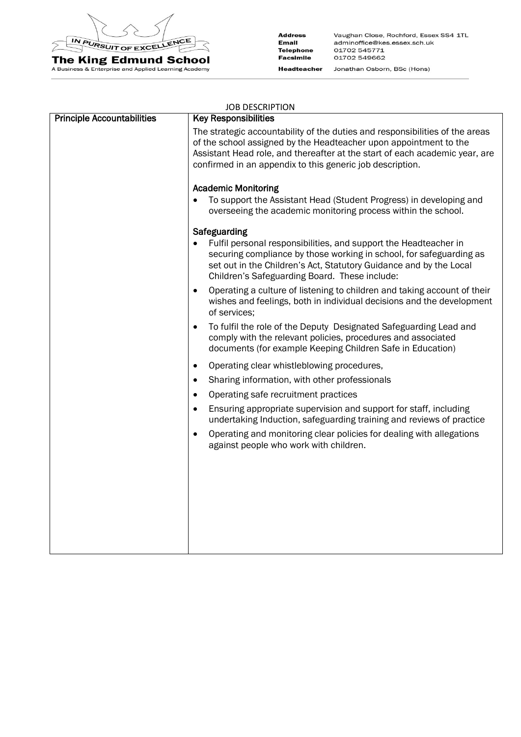JOB DESCRIPTION

| Principle Accountabilities | Key Responsibilities |
|---|---|
| | The strategic accountability of the duties and responsibilities of the areas of the school assigned by the Headteacher upon appointment to the Assistant Head role, and thereafter at the start of each academic year, are confirmed in an appendix to this generic job description.<br><br>**Academic Monitoring**<br>• To support the Assistant Head (Student Progress) in developing and overseeing the academic monitoring process within the school.<br><br>**Safeguarding**<br>• Fulfil personal responsibilities, and support the Headteacher in securing compliance by those working in school, for safeguarding as set out in the Children's Act, Statutory Guidance and by the Local Children's Safeguarding Board. These include:<br>• Operating a culture of listening to children and taking account of their wishes and feelings, both in individual decisions and the development of services;<br>• To fulfil the role of the Deputy Designated Safeguarding Lead and comply with the relevant policies, procedures and associated documents (for example Keeping Children Safe in Education)<br>• Operating clear whistleblowing procedures,<br>• Sharing information, with other professionals<br>• Operating safe recruitment practices<br>• Ensuring appropriate supervision and support for staff, including undertaking Induction, safeguarding training and reviews of practice<br>• Operating and monitoring clear policies for dealing with allegations against people who work with children. |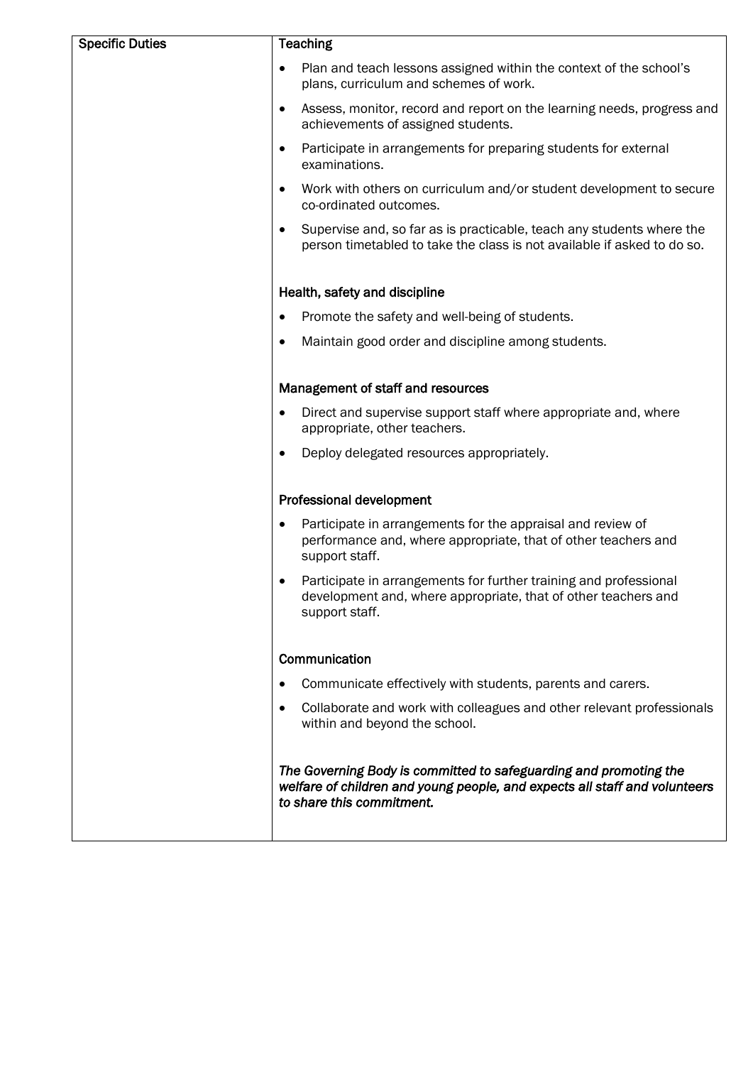| Specific Duties | **Teaching**<br><br>- Plan and teach lessons assigned within the context of the school's plans, curriculum and schemes of work.<br>- Assess, monitor, record and report on the learning needs, progress and achievements of assigned students.<br>- Participate in arrangements for preparing students for external examinations.<br>- Work with others on curriculum and/or student development to secure co-ordinated outcomes.<br>- Supervise and, so far as is practicable, teach any students where the person timetabled to take the class is not available if asked to do so.<br><br>**Health, safety and discipline**<br><br>- Promote the safety and well-being of students.<br>- Maintain good order and discipline among students.<br><br>**Management of staff and resources**<br><br>- Direct and supervise support staff where appropriate and, where appropriate, other teachers.<br>- Deploy delegated resources appropriately.<br><br>**Professional development**<br><br>- Participate in arrangements for the appraisal and review of performance and, where appropriate, that of other teachers and support staff.<br>- Participate in arrangements for further training and professional development and, where appropriate, that of other teachers and support staff.<br><br>**Communication**<br><br>- Communicate effectively with students, parents and carers.<br>- Collaborate and work with colleagues and other relevant professionals within and beyond the school.<br><br>***The Governing Body is committed to safeguarding and promoting the welfare of children and young people, and expects all staff and volunteers to share this commitment.*** |
|---|---|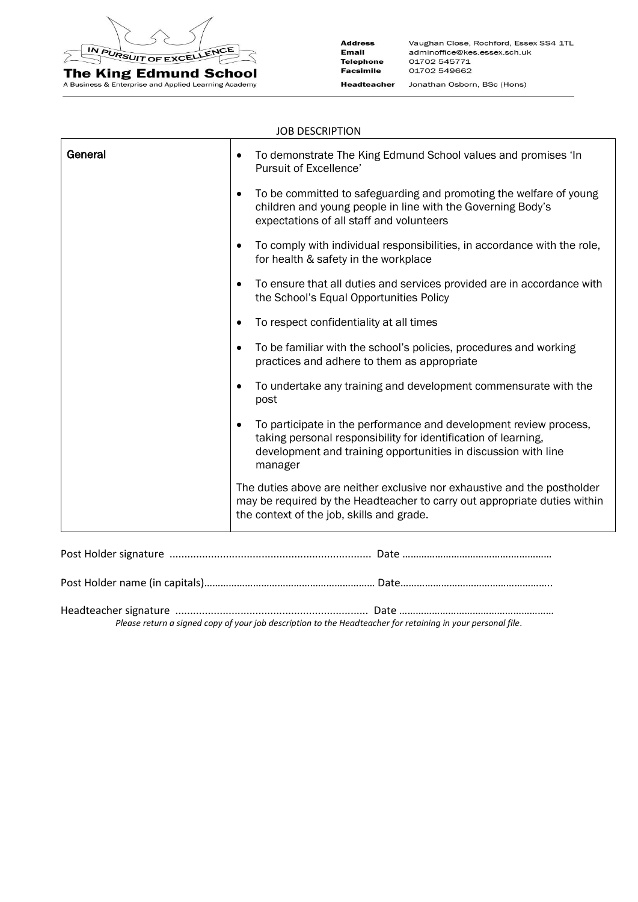**The King Edmund School**
A Business & Enterprise and Applied Learning Academy

IN PURSUIT OF EXCELLENCE

**Address** Vaughan Close, Rochford, Essex SS4 1TL
**Email** adminoffice@kes.essex.sch.uk
**Telephone** 01702 545771
**Facsimile** 01702 549662
**Headteacher** Jonathan Osborn, BSc (Hons)

JOB DESCRIPTION

| | |
|---|---|
| General | • To demonstrate The King Edmund School values and promises 'In Pursuit of Excellence'<br>• To be committed to safeguarding and promoting the welfare of young children and young people in line with the Governing Body's expectations of all staff and volunteers<br>• To comply with individual responsibilities, in accordance with the role, for health & safety in the workplace<br>• To ensure that all duties and services provided are in accordance with the School's Equal Opportunities Policy<br>• To respect confidentiality at all times<br>• To be familiar with the school's policies, procedures and working practices and adhere to them as appropriate<br>• To undertake any training and development commensurate with the post<br>• To participate in the performance and development review process, taking personal responsibility for identification of learning, development and training opportunities in discussion with line manager<br><br>The duties above are neither exclusive nor exhaustive and the postholder may be required by the Headteacher to carry out appropriate duties within the context of the job, skills and grade. |

Post Holder signature .................................................................... Date ………………………………………………

Post Holder name (in capitals)……………………………………………………… Date……………………………………………….

Headteacher signature ................................................................. Date …………………………………………………

*Please return a signed copy of your job description to the Headteacher for retaining in your personal file.*